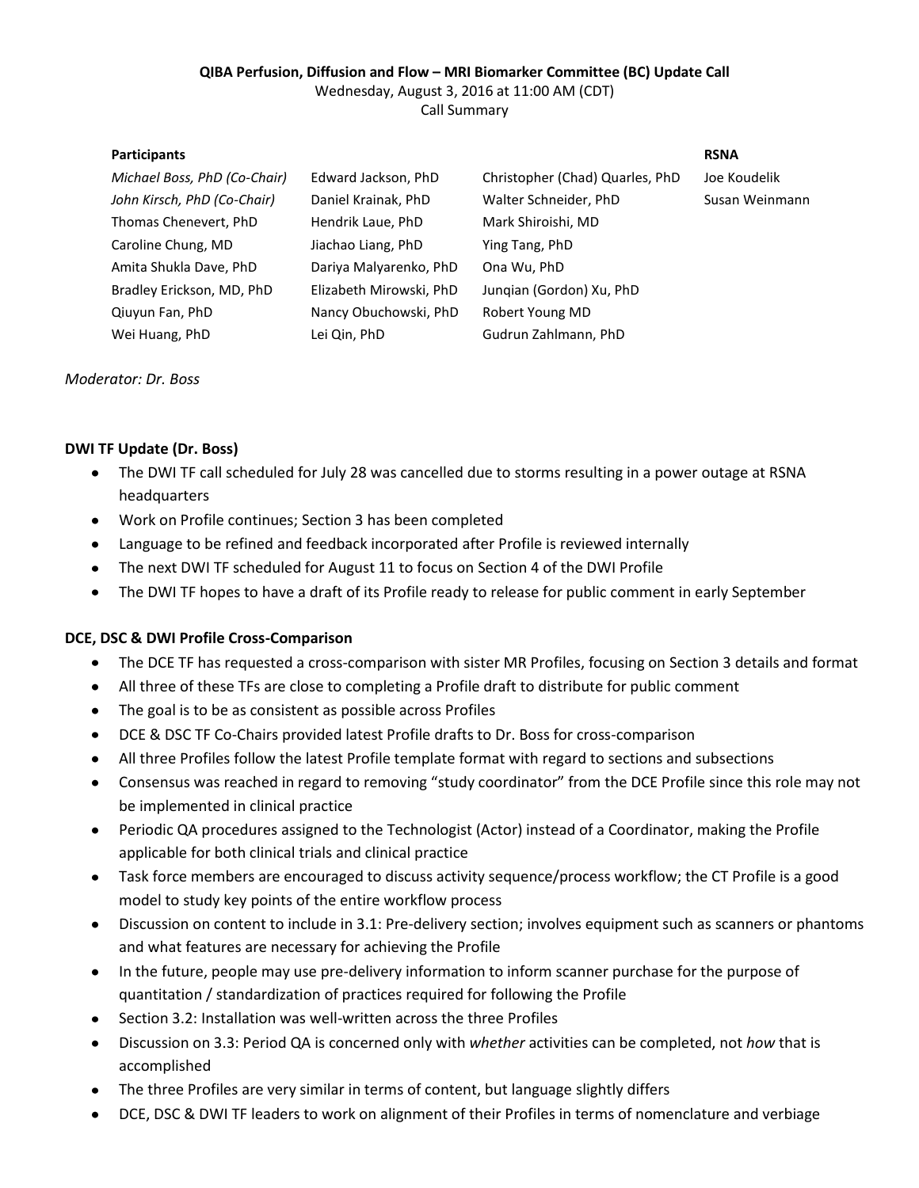**QIBA Perfusion, Diffusion and Flow – MRI Biomarker Committee (BC) Update Call**

Wednesday, August 3, 2016 at 11:00 AM (CDT)

Call Summary

| Participants | | | RSNA |
|---|---|---|---|
| *Michael Boss, PhD (Co-Chair)* | Edward Jackson, PhD | Christopher (Chad) Quarles, PhD | Joe Koudelik |
| *John Kirsch, PhD (Co-Chair)* | Daniel Krainak, PhD | Walter Schneider, PhD | Susan Weinmann |
| Thomas Chenevert, PhD | Hendrik Laue, PhD | Mark Shiroishi, MD | |
| Caroline Chung, MD | Jiachao Liang, PhD | Ying Tang, PhD | |
| Amita Shukla Dave, PhD | Dariya Malyarenko, PhD | Ona Wu, PhD | |
| Bradley Erickson, MD, PhD | Elizabeth Mirowski, PhD | Junqian (Gordon) Xu, PhD | |
| Qiuyun Fan, PhD | Nancy Obuchowski, PhD | Robert Young MD | |
| Wei Huang, PhD | Lei Qin, PhD | Gudrun Zahlmann, PhD | |

*Moderator: Dr. Boss*

**DWI TF Update (Dr. Boss)**

- The DWI TF call scheduled for July 28 was cancelled due to storms resulting in a power outage at RSNA headquarters
- Work on Profile continues; Section 3 has been completed
- Language to be refined and feedback incorporated after Profile is reviewed internally
- The next DWI TF scheduled for August 11 to focus on Section 4 of the DWI Profile
- The DWI TF hopes to have a draft of its Profile ready to release for public comment in early September

**DCE, DSC & DWI Profile Cross-Comparison**

- The DCE TF has requested a cross-comparison with sister MR Profiles, focusing on Section 3 details and format
- All three of these TFs are close to completing a Profile draft to distribute for public comment
- The goal is to be as consistent as possible across Profiles
- DCE & DSC TF Co-Chairs provided latest Profile drafts to Dr. Boss for cross-comparison
- All three Profiles follow the latest Profile template format with regard to sections and subsections
- Consensus was reached in regard to removing "study coordinator" from the DCE Profile since this role may not be implemented in clinical practice
- Periodic QA procedures assigned to the Technologist (Actor) instead of a Coordinator, making the Profile applicable for both clinical trials and clinical practice
- Task force members are encouraged to discuss activity sequence/process workflow; the CT Profile is a good model to study key points of the entire workflow process
- Discussion on content to include in 3.1: Pre-delivery section; involves equipment such as scanners or phantoms and what features are necessary for achieving the Profile
- In the future, people may use pre-delivery information to inform scanner purchase for the purpose of quantitation / standardization of practices required for following the Profile
- Section 3.2: Installation was well-written across the three Profiles
- Discussion on 3.3: Period QA is concerned only with *whether* activities can be completed, not *how* that is accomplished
- The three Profiles are very similar in terms of content, but language slightly differs
- DCE, DSC & DWI TF leaders to work on alignment of their Profiles in terms of nomenclature and verbiage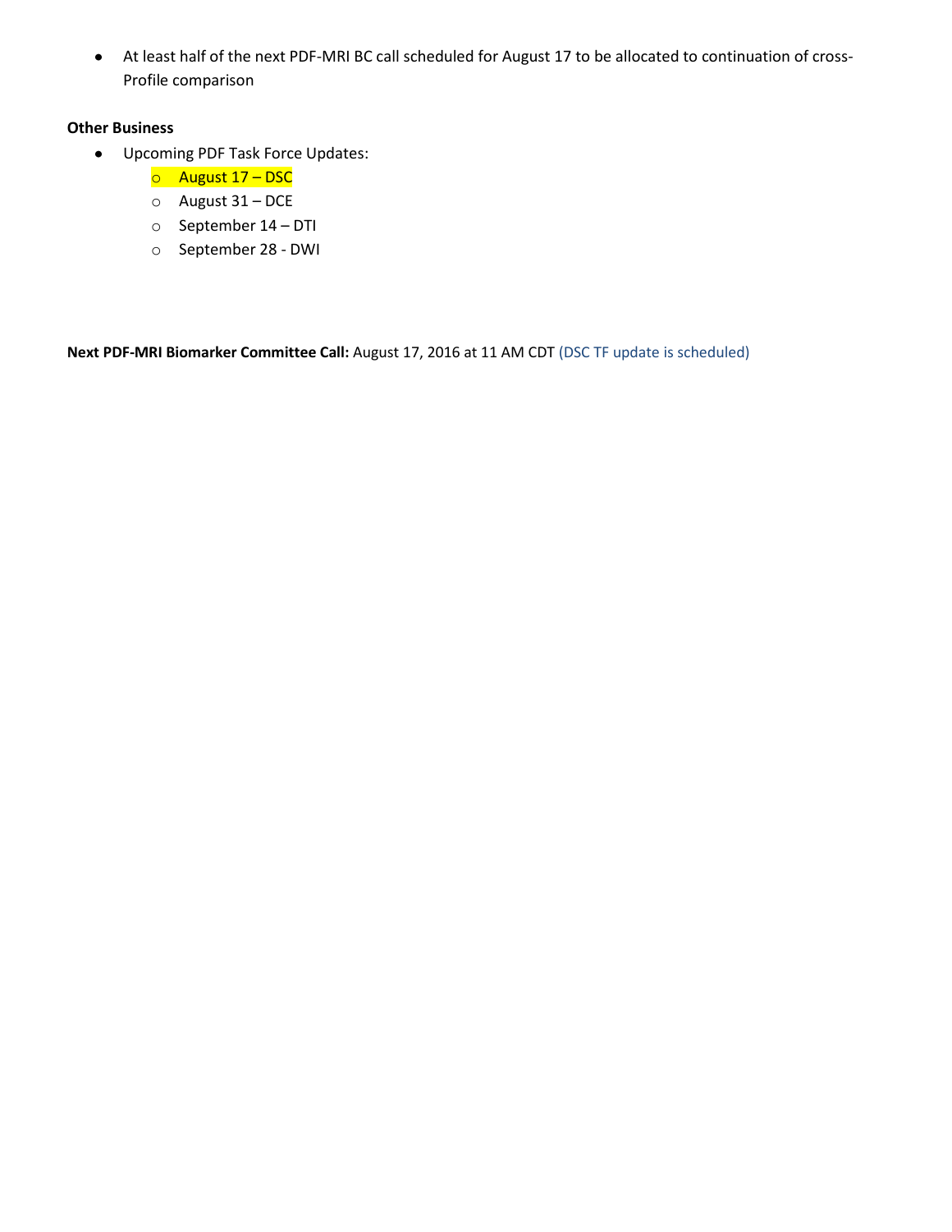- At least half of the next PDF-MRI BC call scheduled for August 17 to be allocated to continuation of cross-Profile comparison

**Other Business**

- Upcoming PDF Task Force Updates:
  - August 17 – DSC
  - August 31 – DCE
  - September 14 – DTI
  - September 28 - DWI

**Next PDF-MRI Biomarker Committee Call:** August 17, 2016 at 11 AM CDT (DSC TF update is scheduled)